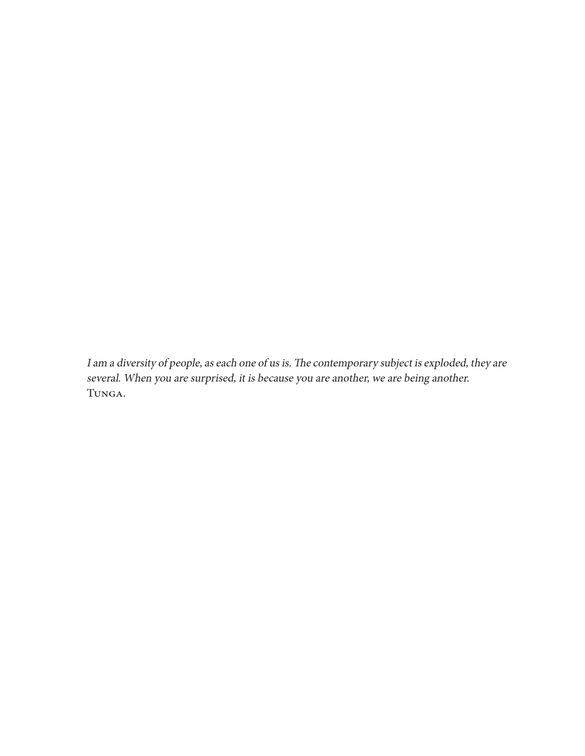*I am a diversity of people, as each one of us is. The contemporary subject is exploded, they are several. When you are surprised, it is because you are another, we are being another.*
Tunga.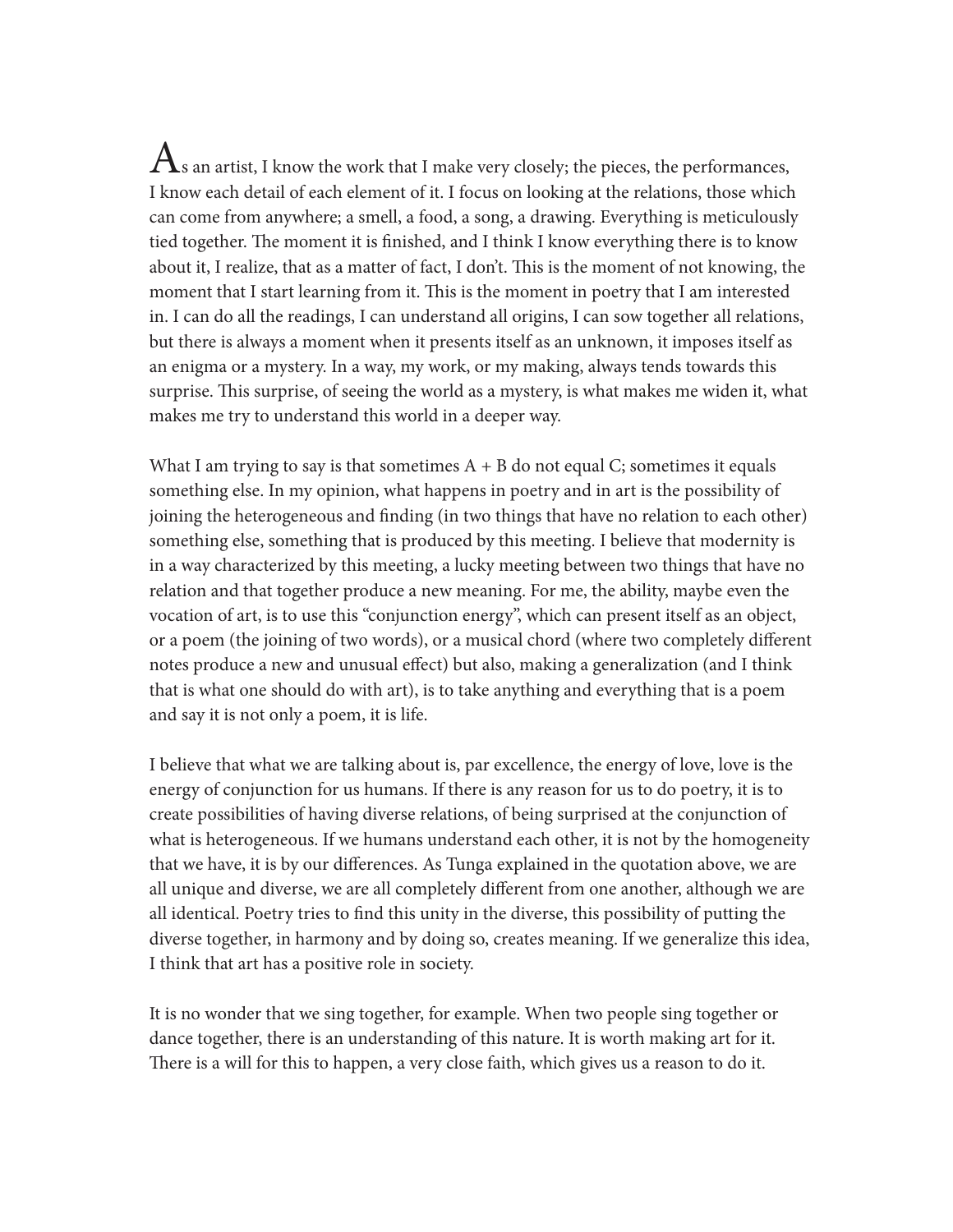As an artist, I know the work that I make very closely; the pieces, the performances, I know each detail of each element of it. I focus on looking at the relations, those which can come from anywhere; a smell, a food, a song, a drawing. Everything is meticulously tied together. The moment it is finished, and I think I know everything there is to know about it, I realize, that as a matter of fact, I don't. This is the moment of not knowing, the moment that I start learning from it. This is the moment in poetry that I am interested in. I can do all the readings, I can understand all origins, I can sow together all relations, but there is always a moment when it presents itself as an unknown, it imposes itself as an enigma or a mystery. In a way, my work, or my making, always tends towards this surprise. This surprise, of seeing the world as a mystery, is what makes me widen it, what makes me try to understand this world in a deeper way.

What I am trying to say is that sometimes A + B do not equal C; sometimes it equals something else. In my opinion, what happens in poetry and in art is the possibility of joining the heterogeneous and finding (in two things that have no relation to each other) something else, something that is produced by this meeting. I believe that modernity is in a way characterized by this meeting, a lucky meeting between two things that have no relation and that together produce a new meaning. For me, the ability, maybe even the vocation of art, is to use this "conjunction energy", which can present itself as an object, or a poem (the joining of two words), or a musical chord (where two completely different notes produce a new and unusual effect) but also, making a generalization (and I think that is what one should do with art), is to take anything and everything that is a poem and say it is not only a poem, it is life.

I believe that what we are talking about is, par excellence, the energy of love, love is the energy of conjunction for us humans. If there is any reason for us to do poetry, it is to create possibilities of having diverse relations, of being surprised at the conjunction of what is heterogeneous. If we humans understand each other, it is not by the homogeneity that we have, it is by our differences. As Tunga explained in the quotation above, we are all unique and diverse, we are all completely different from one another, although we are all identical. Poetry tries to find this unity in the diverse, this possibility of putting the diverse together, in harmony and by doing so, creates meaning. If we generalize this idea, I think that art has a positive role in society.

It is no wonder that we sing together, for example. When two people sing together or dance together, there is an understanding of this nature. It is worth making art for it. There is a will for this to happen, a very close faith, which gives us a reason to do it.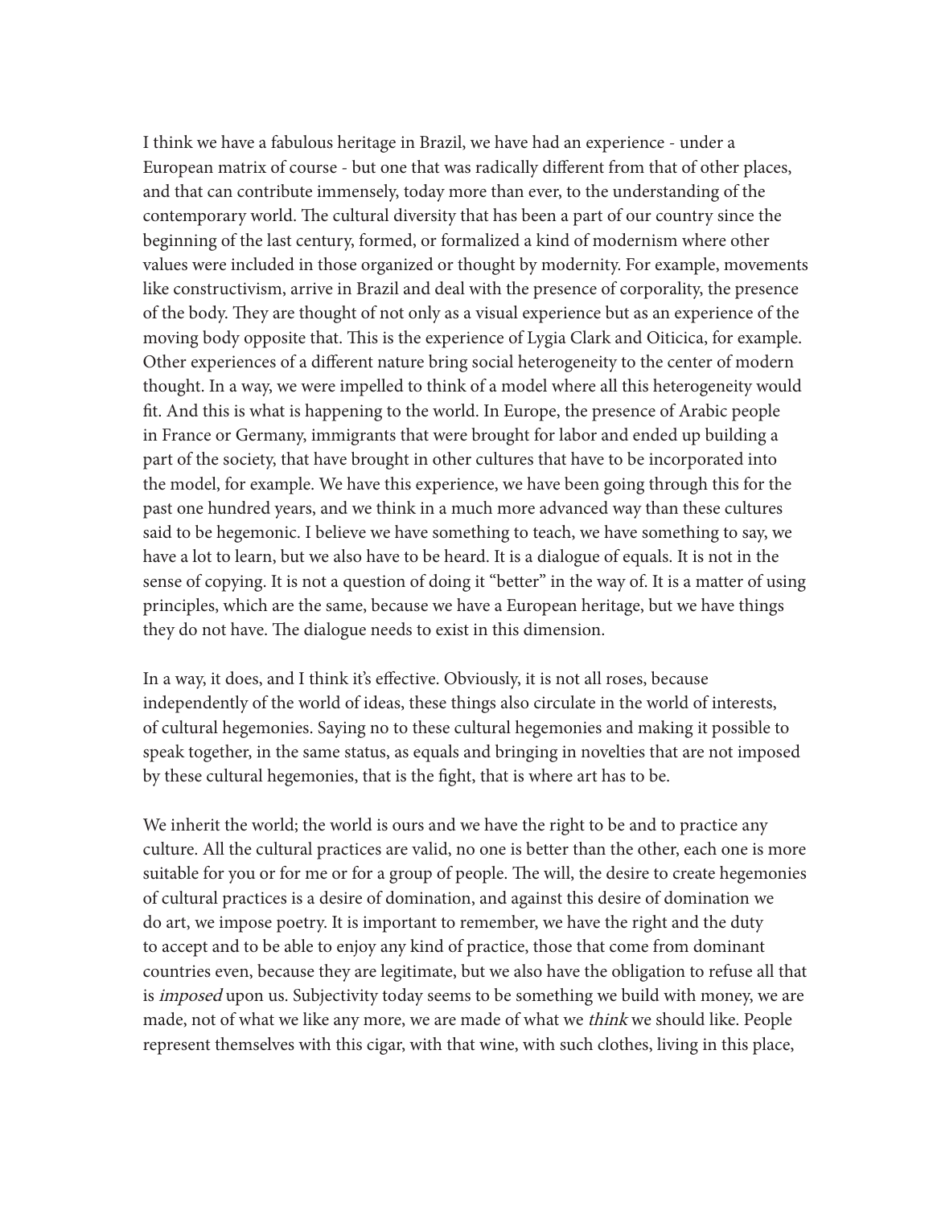I think we have a fabulous heritage in Brazil, we have had an experience - under a European matrix of course - but one that was radically different from that of other places, and that can contribute immensely, today more than ever, to the understanding of the contemporary world. The cultural diversity that has been a part of our country since the beginning of the last century, formed, or formalized a kind of modernism where other values were included in those organized or thought by modernity. For example, movements like constructivism, arrive in Brazil and deal with the presence of corporality, the presence of the body. They are thought of not only as a visual experience but as an experience of the moving body opposite that. This is the experience of Lygia Clark and Oiticica, for example. Other experiences of a different nature bring social heterogeneity to the center of modern thought. In a way, we were impelled to think of a model where all this heterogeneity would fit. And this is what is happening to the world. In Europe, the presence of Arabic people in France or Germany, immigrants that were brought for labor and ended up building a part of the society, that have brought in other cultures that have to be incorporated into the model, for example. We have this experience, we have been going through this for the past one hundred years, and we think in a much more advanced way than these cultures said to be hegemonic. I believe we have something to teach, we have something to say, we have a lot to learn, but we also have to be heard. It is a dialogue of equals. It is not in the sense of copying. It is not a question of doing it "better" in the way of. It is a matter of using principles, which are the same, because we have a European heritage, but we have things they do not have. The dialogue needs to exist in this dimension.

In a way, it does, and I think it's effective. Obviously, it is not all roses, because independently of the world of ideas, these things also circulate in the world of interests, of cultural hegemonies. Saying no to these cultural hegemonies and making it possible to speak together, in the same status, as equals and bringing in novelties that are not imposed by these cultural hegemonies, that is the fight, that is where art has to be.

We inherit the world; the world is ours and we have the right to be and to practice any culture. All the cultural practices are valid, no one is better than the other, each one is more suitable for you or for me or for a group of people. The will, the desire to create hegemonies of cultural practices is a desire of domination, and against this desire of domination we do art, we impose poetry. It is important to remember, we have the right and the duty to accept and to be able to enjoy any kind of practice, those that come from dominant countries even, because they are legitimate, but we also have the obligation to refuse all that is *imposed* upon us. Subjectivity today seems to be something we build with money, we are made, not of what we like any more, we are made of what we *think* we should like. People represent themselves with this cigar, with that wine, with such clothes, living in this place,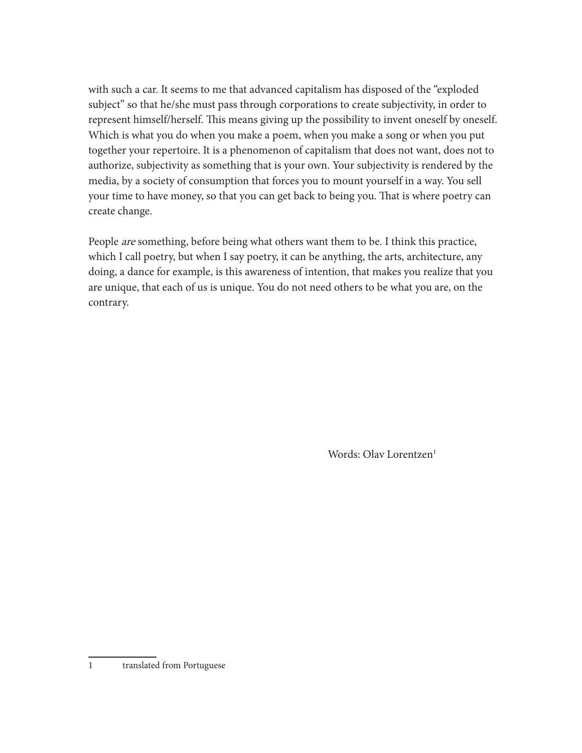with such a car. It seems to me that advanced capitalism has disposed of the "exploded subject" so that he/she must pass through corporations to create subjectivity, in order to represent himself/herself. This means giving up the possibility to invent oneself by oneself. Which is what you do when you make a poem, when you make a song or when you put together your repertoire. It is a phenomenon of capitalism that does not want, does not to authorize, subjectivity as something that is your own. Your subjectivity is rendered by the media, by a society of consumption that forces you to mount yourself in a way. You sell your time to have money, so that you can get back to being you. That is where poetry can create change.

People *are* something, before being what others want them to be. I think this practice, which I call poetry, but when I say poetry, it can be anything, the arts, architecture, any doing, a dance for example, is this awareness of intention, that makes you realize that you are unique, that each of us is unique. You do not need others to be what you are, on the contrary.

Words: Olav Lorentzen[1]

1 translated from Portuguese